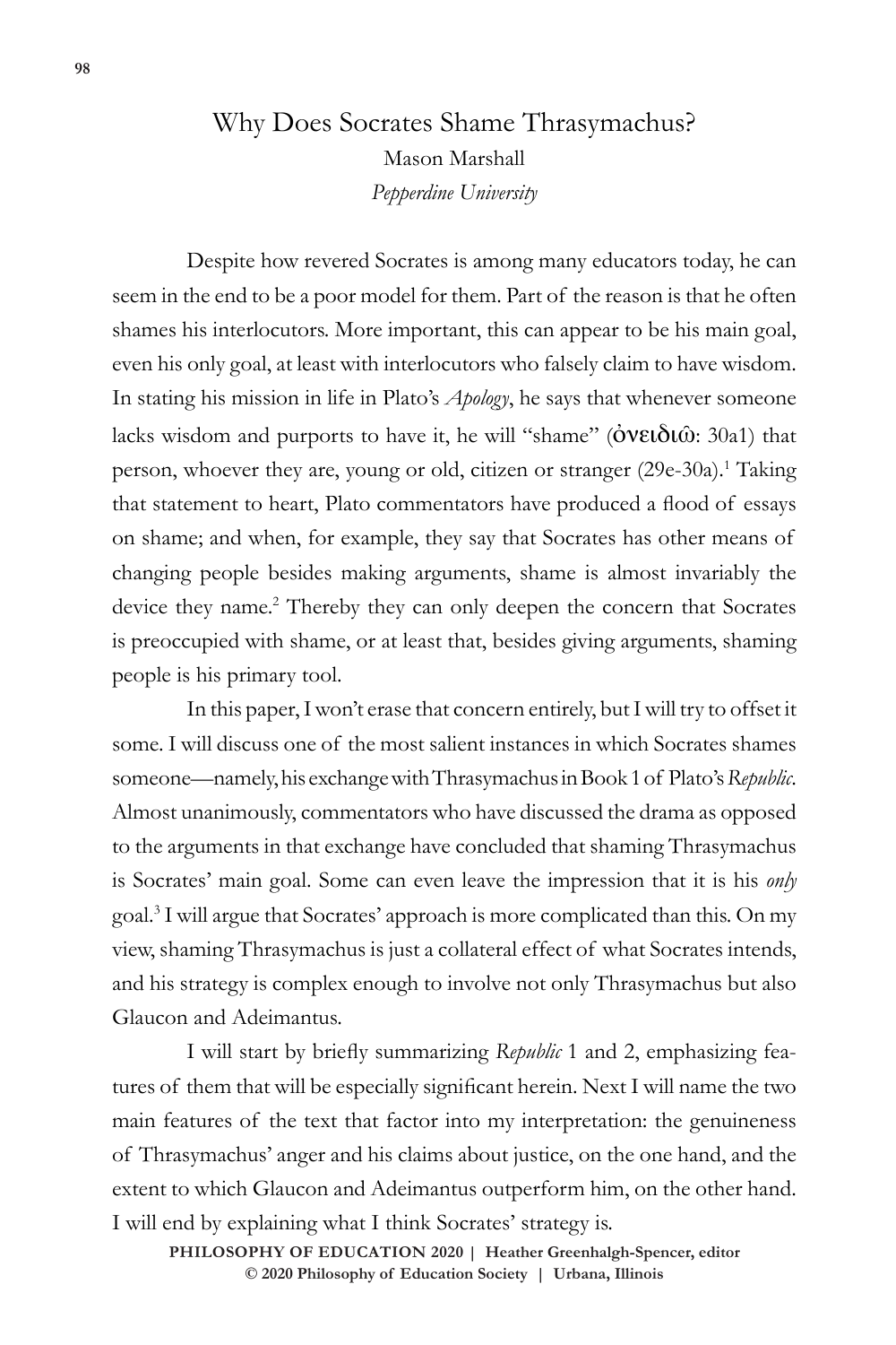# Why Does Socrates Shame Thrasymachus?

Mason Marshall

*Pepperdine University*

Despite how revered Socrates is among many educators today, he can seem in the end to be a poor model for them. Part of the reason is that he often shames his interlocutors. More important, this can appear to be his main goal, even his only goal, at least with interlocutors who falsely claim to have wisdom. In stating his mission in life in Plato's *Apology*, he says that whenever someone lacks wisdom and purports to have it, he will "shame" (ὀνειδιῶ: 30a1) that person, whoever they are, young or old, citizen or stranger (29e-30a).[1] Taking that statement to heart, Plato commentators have produced a flood of essays on shame; and when, for example, they say that Socrates has other means of changing people besides making arguments, shame is almost invariably the device they name.[2] Thereby they can only deepen the concern that Socrates is preoccupied with shame, or at least that, besides giving arguments, shaming people is his primary tool.

In this paper, I won't erase that concern entirely, but I will try to offset it some. I will discuss one of the most salient instances in which Socrates shames someone—namely, his exchange with Thrasymachus in Book 1 of Plato's *Republic*. Almost unanimously, commentators who have discussed the drama as opposed to the arguments in that exchange have concluded that shaming Thrasymachus is Socrates' main goal. Some can even leave the impression that it is his *only* goal.[3] I will argue that Socrates' approach is more complicated than this. On my view, shaming Thrasymachus is just a collateral effect of what Socrates intends, and his strategy is complex enough to involve not only Thrasymachus but also Glaucon and Adeimantus.

I will start by briefly summarizing *Republic* 1 and 2, emphasizing features of them that will be especially significant herein. Next I will name the two main features of the text that factor into my interpretation: the genuineness of Thrasymachus' anger and his claims about justice, on the one hand, and the extent to which Glaucon and Adeimantus outperform him, on the other hand. I will end by explaining what I think Socrates' strategy is.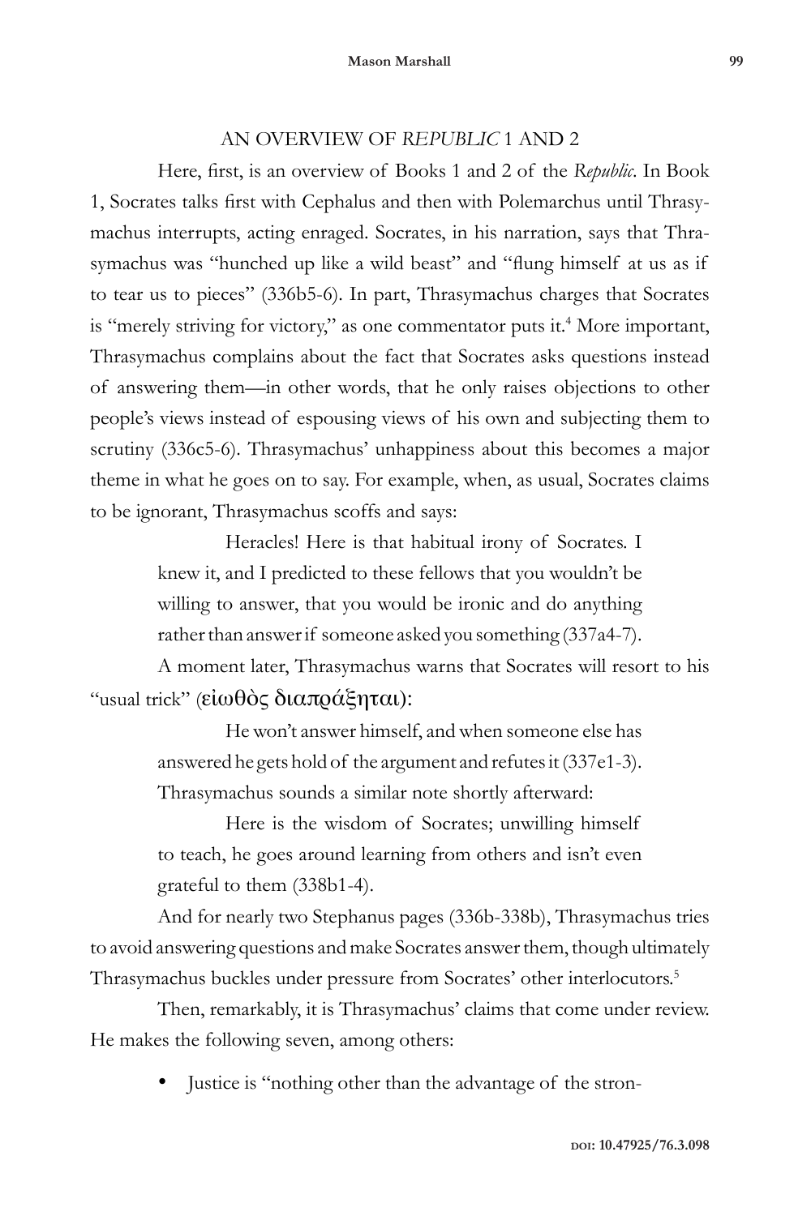## AN OVERVIEW OF *REPUBLIC* 1 AND 2

Here, first, is an overview of Books 1 and 2 of the *Republic*. In Book 1, Socrates talks first with Cephalus and then with Polemarchus until Thrasymachus interrupts, acting enraged. Socrates, in his narration, says that Thrasymachus was "hunched up like a wild beast" and "flung himself at us as if to tear us to pieces" (336b5-6). In part, Thrasymachus charges that Socrates is "merely striving for victory," as one commentator puts it.[4] More important, Thrasymachus complains about the fact that Socrates asks questions instead of answering them—in other words, that he only raises objections to other people's views instead of espousing views of his own and subjecting them to scrutiny (336c5-6). Thrasymachus' unhappiness about this becomes a major theme in what he goes on to say. For example, when, as usual, Socrates claims to be ignorant, Thrasymachus scoffs and says:

> Heracles! Here is that habitual irony of Socrates. I knew it, and I predicted to these fellows that you wouldn't be willing to answer, that you would be ironic and do anything rather than answer if someone asked you something (337a4-7).

A moment later, Thrasymachus warns that Socrates will resort to his "usual trick" (εἰωθὸς διαπράξηται):

> He won't answer himself, and when someone else has answered he gets hold of the argument and refutes it (337e1-3).

Thrasymachus sounds a similar note shortly afterward:

> Here is the wisdom of Socrates; unwilling himself to teach, he goes around learning from others and isn't even grateful to them (338b1-4).

And for nearly two Stephanus pages (336b-338b), Thrasymachus tries to avoid answering questions and make Socrates answer them, though ultimately Thrasymachus buckles under pressure from Socrates' other interlocutors.[5]

Then, remarkably, it is Thrasymachus' claims that come under review. He makes the following seven, among others:

- Justice is "nothing other than the advantage of the stron-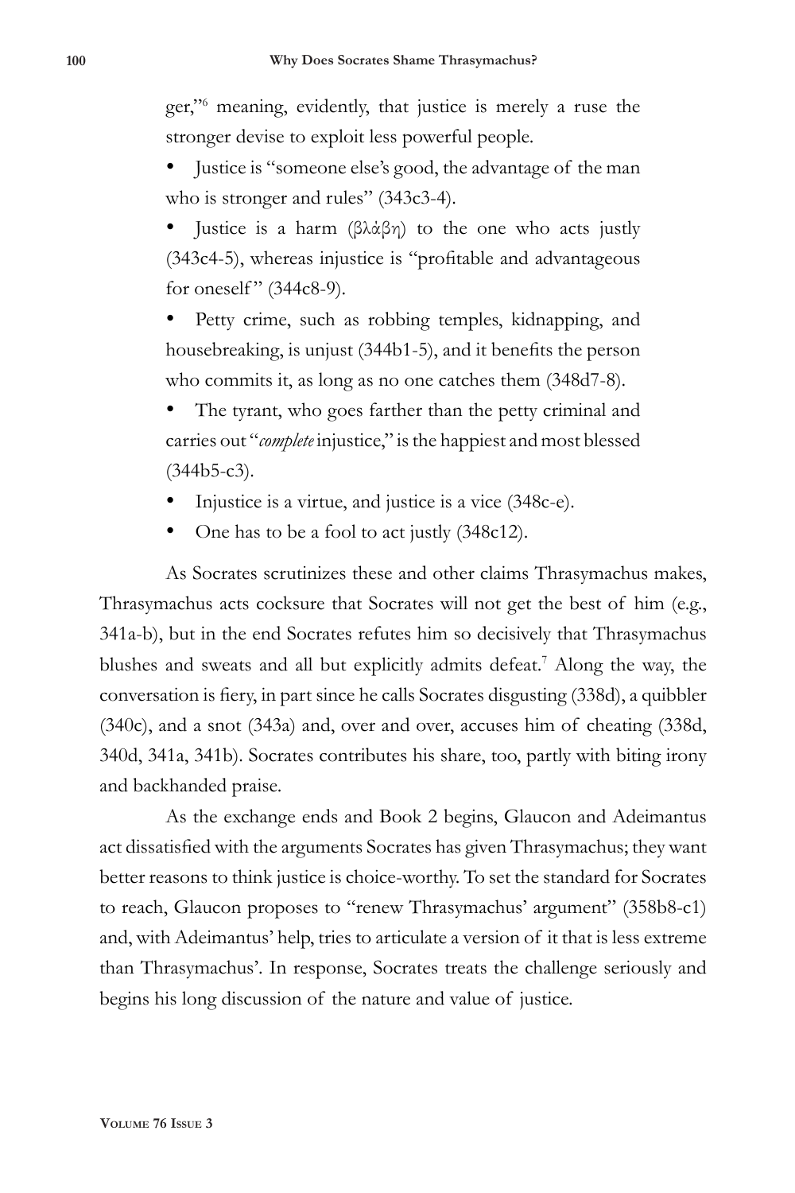ger,"[6] meaning, evidently, that justice is merely a ruse the stronger devise to exploit less powerful people.

- Justice is "someone else's good, the advantage of the man who is stronger and rules" (343c3-4).
- Justice is a harm (βλάβη) to the one who acts justly (343c4-5), whereas injustice is "profitable and advantageous for oneself" (344c8-9).
- Petty crime, such as robbing temples, kidnapping, and housebreaking, is unjust (344b1-5), and it benefits the person who commits it, as long as no one catches them (348d7-8).
- The tyrant, who goes farther than the petty criminal and carries out "*complete* injustice," is the happiest and most blessed (344b5-c3).
- Injustice is a virtue, and justice is a vice (348c-e).
- One has to be a fool to act justly (348c12).

As Socrates scrutinizes these and other claims Thrasymachus makes, Thrasymachus acts cocksure that Socrates will not get the best of him (e.g., 341a-b), but in the end Socrates refutes him so decisively that Thrasymachus blushes and sweats and all but explicitly admits defeat.[7] Along the way, the conversation is fiery, in part since he calls Socrates disgusting (338d), a quibbler (340c), and a snot (343a) and, over and over, accuses him of cheating (338d, 340d, 341a, 341b). Socrates contributes his share, too, partly with biting irony and backhanded praise.

As the exchange ends and Book 2 begins, Glaucon and Adeimantus act dissatisfied with the arguments Socrates has given Thrasymachus; they want better reasons to think justice is choice-worthy. To set the standard for Socrates to reach, Glaucon proposes to "renew Thrasymachus' argument" (358b8-c1) and, with Adeimantus' help, tries to articulate a version of it that is less extreme than Thrasymachus'. In response, Socrates treats the challenge seriously and begins his long discussion of the nature and value of justice.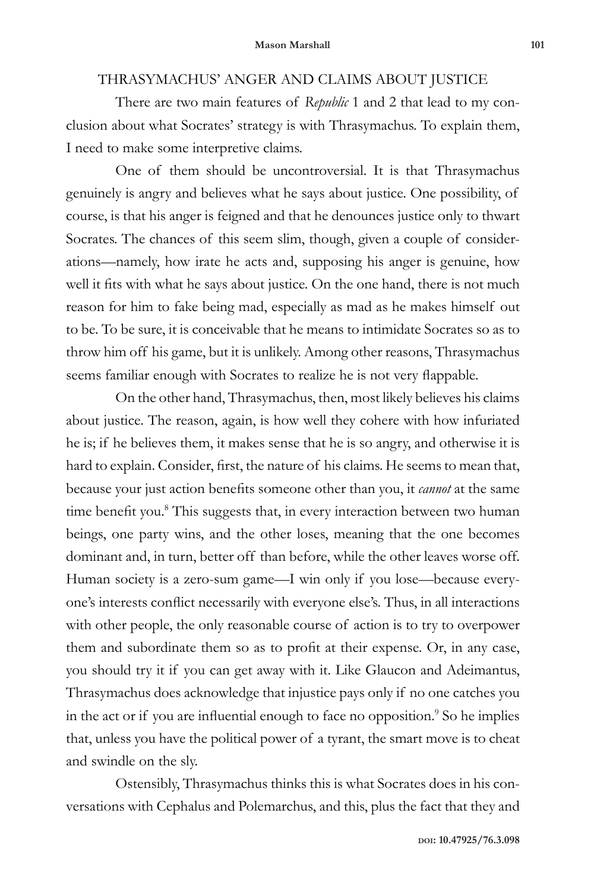## THRASYMACHUS' ANGER AND CLAIMS ABOUT JUSTICE

There are two main features of *Republic* 1 and 2 that lead to my conclusion about what Socrates' strategy is with Thrasymachus. To explain them, I need to make some interpretive claims.

One of them should be uncontroversial. It is that Thrasymachus genuinely is angry and believes what he says about justice. One possibility, of course, is that his anger is feigned and that he denounces justice only to thwart Socrates. The chances of this seem slim, though, given a couple of considerations—namely, how irate he acts and, supposing his anger is genuine, how well it fits with what he says about justice. On the one hand, there is not much reason for him to fake being mad, especially as mad as he makes himself out to be. To be sure, it is conceivable that he means to intimidate Socrates so as to throw him off his game, but it is unlikely. Among other reasons, Thrasymachus seems familiar enough with Socrates to realize he is not very flappable.

On the other hand, Thrasymachus, then, most likely believes his claims about justice. The reason, again, is how well they cohere with how infuriated he is; if he believes them, it makes sense that he is so angry, and otherwise it is hard to explain. Consider, first, the nature of his claims. He seems to mean that, because your just action benefits someone other than you, it *cannot* at the same time benefit you.[8] This suggests that, in every interaction between two human beings, one party wins, and the other loses, meaning that the one becomes dominant and, in turn, better off than before, while the other leaves worse off. Human society is a zero-sum game—I win only if you lose—because everyone's interests conflict necessarily with everyone else's. Thus, in all interactions with other people, the only reasonable course of action is to try to overpower them and subordinate them so as to profit at their expense. Or, in any case, you should try it if you can get away with it. Like Glaucon and Adeimantus, Thrasymachus does acknowledge that injustice pays only if no one catches you in the act or if you are influential enough to face no opposition.[9] So he implies that, unless you have the political power of a tyrant, the smart move is to cheat and swindle on the sly.

Ostensibly, Thrasymachus thinks this is what Socrates does in his conversations with Cephalus and Polemarchus, and this, plus the fact that they and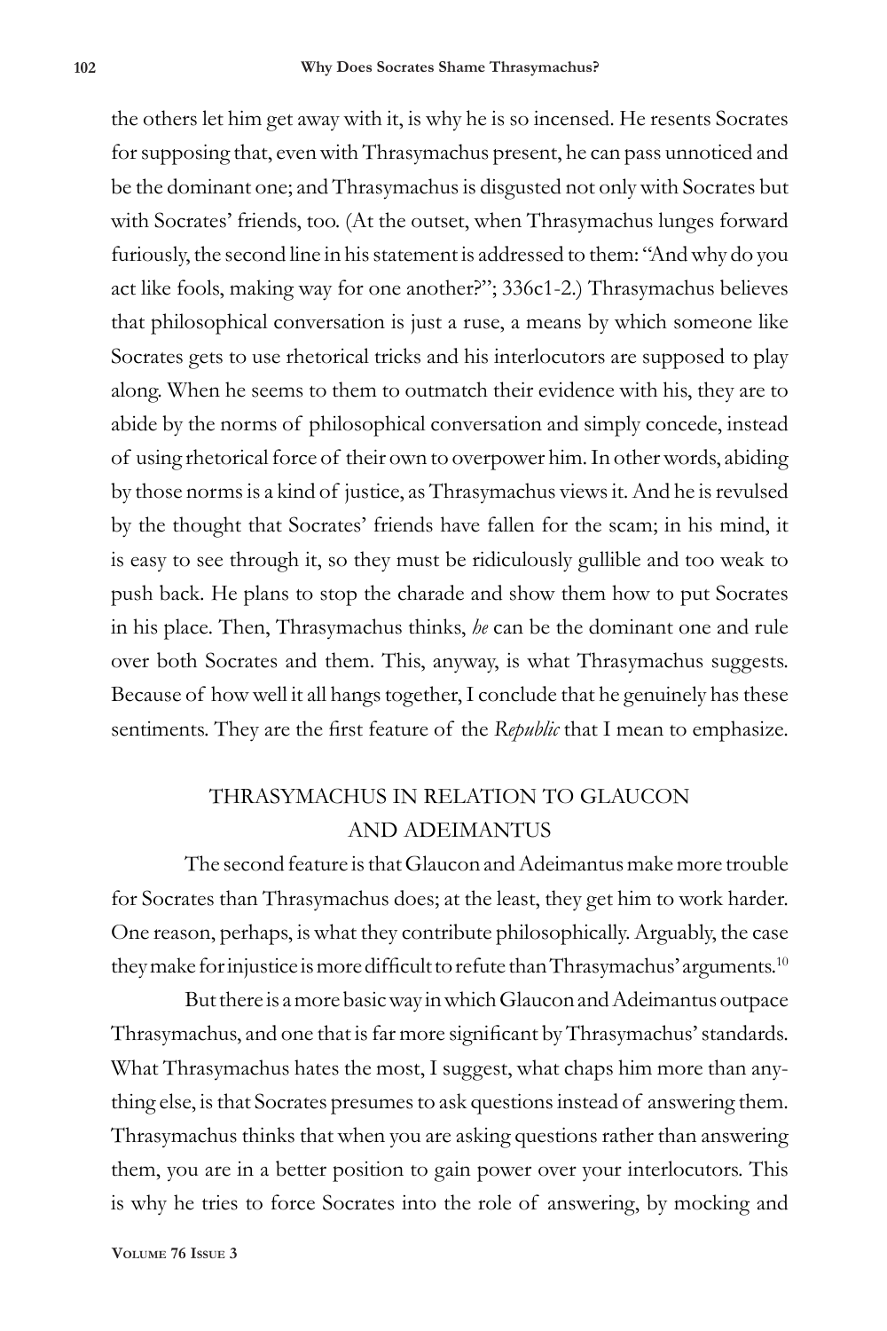the others let him get away with it, is why he is so incensed. He resents Socrates for supposing that, even with Thrasymachus present, he can pass unnoticed and be the dominant one; and Thrasymachus is disgusted not only with Socrates but with Socrates' friends, too. (At the outset, when Thrasymachus lunges forward furiously, the second line in his statement is addressed to them: "And why do you act like fools, making way for one another?"; 336c1-2.) Thrasymachus believes that philosophical conversation is just a ruse, a means by which someone like Socrates gets to use rhetorical tricks and his interlocutors are supposed to play along. When he seems to them to outmatch their evidence with his, they are to abide by the norms of philosophical conversation and simply concede, instead of using rhetorical force of their own to overpower him. In other words, abiding by those norms is a kind of justice, as Thrasymachus views it. And he is revulsed by the thought that Socrates' friends have fallen for the scam; in his mind, it is easy to see through it, so they must be ridiculously gullible and too weak to push back. He plans to stop the charade and show them how to put Socrates in his place. Then, Thrasymachus thinks, *he* can be the dominant one and rule over both Socrates and them. This, anyway, is what Thrasymachus suggests. Because of how well it all hangs together, I conclude that he genuinely has these sentiments. They are the first feature of the *Republic* that I mean to emphasize.

## THRASYMACHUS IN RELATION TO GLAUCON AND ADEIMANTUS

The second feature is that Glaucon and Adeimantus make more trouble for Socrates than Thrasymachus does; at the least, they get him to work harder. One reason, perhaps, is what they contribute philosophically. Arguably, the case they make for injustice is more difficult to refute than Thrasymachus' arguments.[10]

But there is a more basic way in which Glaucon and Adeimantus outpace Thrasymachus, and one that is far more significant by Thrasymachus' standards. What Thrasymachus hates the most, I suggest, what chaps him more than anything else, is that Socrates presumes to ask questions instead of answering them. Thrasymachus thinks that when you are asking questions rather than answering them, you are in a better position to gain power over your interlocutors. This is why he tries to force Socrates into the role of answering, by mocking and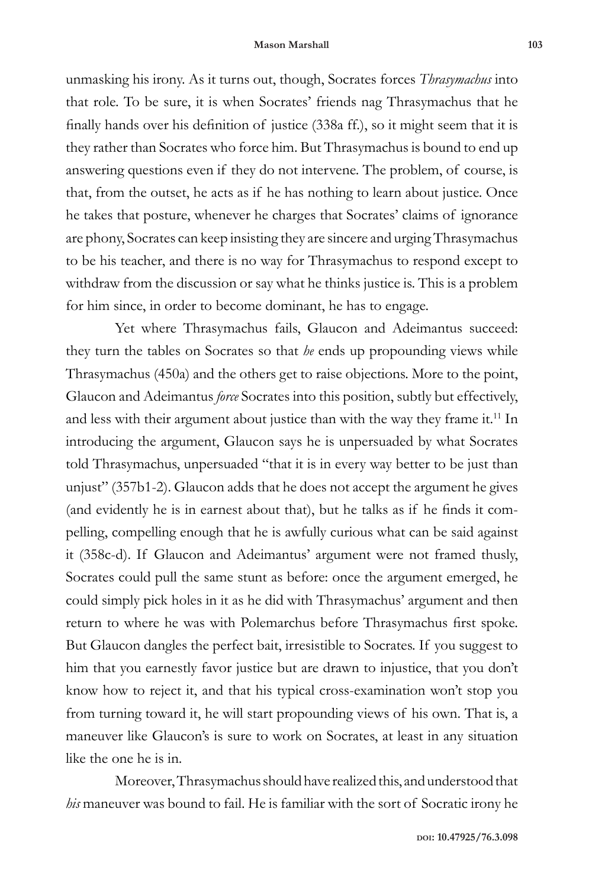unmasking his irony. As it turns out, though, Socrates forces *Thrasymachus* into that role. To be sure, it is when Socrates' friends nag Thrasymachus that he finally hands over his definition of justice (338a ff.), so it might seem that it is they rather than Socrates who force him. But Thrasymachus is bound to end up answering questions even if they do not intervene. The problem, of course, is that, from the outset, he acts as if he has nothing to learn about justice. Once he takes that posture, whenever he charges that Socrates' claims of ignorance are phony, Socrates can keep insisting they are sincere and urging Thrasymachus to be his teacher, and there is no way for Thrasymachus to respond except to withdraw from the discussion or say what he thinks justice is. This is a problem for him since, in order to become dominant, he has to engage.

Yet where Thrasymachus fails, Glaucon and Adeimantus succeed: they turn the tables on Socrates so that *he* ends up propounding views while Thrasymachus (450a) and the others get to raise objections. More to the point, Glaucon and Adeimantus *force* Socrates into this position, subtly but effectively, and less with their argument about justice than with the way they frame it.[11] In introducing the argument, Glaucon says he is unpersuaded by what Socrates told Thrasymachus, unpersuaded "that it is in every way better to be just than unjust" (357b1-2). Glaucon adds that he does not accept the argument he gives (and evidently he is in earnest about that), but he talks as if he finds it compelling, compelling enough that he is awfully curious what can be said against it (358c-d). If Glaucon and Adeimantus' argument were not framed thusly, Socrates could pull the same stunt as before: once the argument emerged, he could simply pick holes in it as he did with Thrasymachus' argument and then return to where he was with Polemarchus before Thrasymachus first spoke. But Glaucon dangles the perfect bait, irresistible to Socrates. If you suggest to him that you earnestly favor justice but are drawn to injustice, that you don't know how to reject it, and that his typical cross-examination won't stop you from turning toward it, he will start propounding views of his own. That is, a maneuver like Glaucon's is sure to work on Socrates, at least in any situation like the one he is in.

Moreover, Thrasymachus should have realized this, and understood that *his* maneuver was bound to fail. He is familiar with the sort of Socratic irony he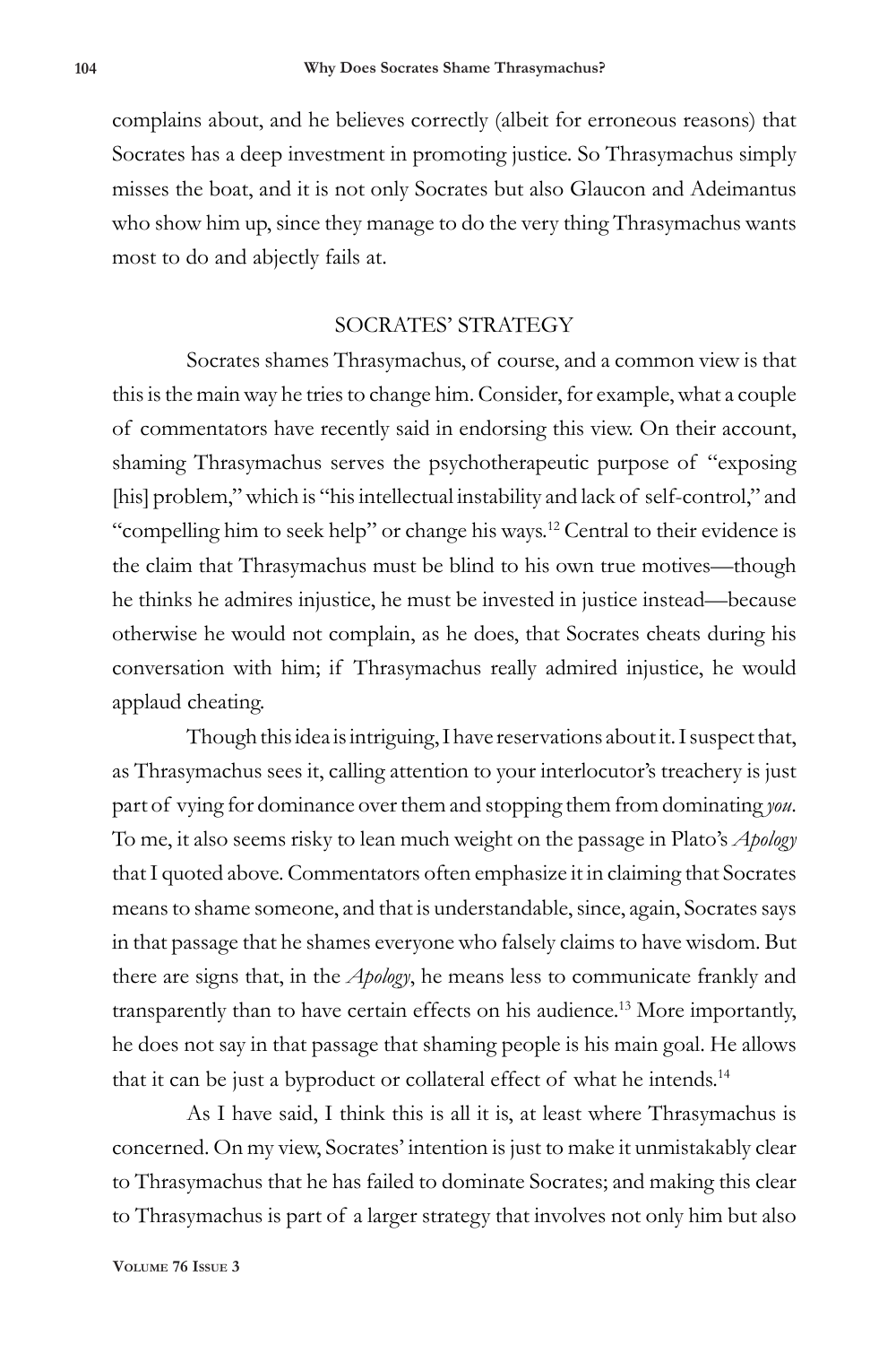complains about, and he believes correctly (albeit for erroneous reasons) that Socrates has a deep investment in promoting justice. So Thrasymachus simply misses the boat, and it is not only Socrates but also Glaucon and Adeimantus who show him up, since they manage to do the very thing Thrasymachus wants most to do and abjectly fails at.

## SOCRATES' STRATEGY

Socrates shames Thrasymachus, of course, and a common view is that this is the main way he tries to change him. Consider, for example, what a couple of commentators have recently said in endorsing this view. On their account, shaming Thrasymachus serves the psychotherapeutic purpose of "exposing [his] problem," which is "his intellectual instability and lack of self-control," and "compelling him to seek help" or change his ways.[12] Central to their evidence is the claim that Thrasymachus must be blind to his own true motives—though he thinks he admires injustice, he must be invested in justice instead—because otherwise he would not complain, as he does, that Socrates cheats during his conversation with him; if Thrasymachus really admired injustice, he would applaud cheating.

Though this idea is intriguing, I have reservations about it. I suspect that, as Thrasymachus sees it, calling attention to your interlocutor's treachery is just part of vying for dominance over them and stopping them from dominating *you*. To me, it also seems risky to lean much weight on the passage in Plato's *Apology* that I quoted above. Commentators often emphasize it in claiming that Socrates means to shame someone, and that is understandable, since, again, Socrates says in that passage that he shames everyone who falsely claims to have wisdom. But there are signs that, in the *Apology*, he means less to communicate frankly and transparently than to have certain effects on his audience.[13] More importantly, he does not say in that passage that shaming people is his main goal. He allows that it can be just a byproduct or collateral effect of what he intends.[14]

As I have said, I think this is all it is, at least where Thrasymachus is concerned. On my view, Socrates' intention is just to make it unmistakably clear to Thrasymachus that he has failed to dominate Socrates; and making this clear to Thrasymachus is part of a larger strategy that involves not only him but also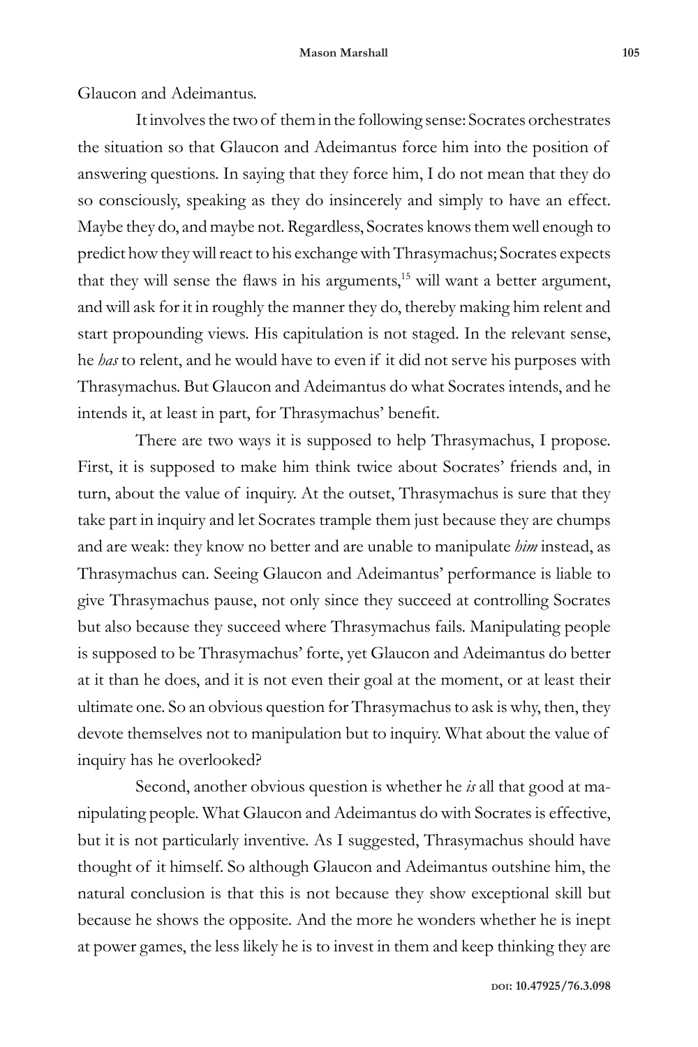Glaucon and Adeimantus.

It involves the two of them in the following sense: Socrates orchestrates the situation so that Glaucon and Adeimantus force him into the position of answering questions. In saying that they force him, I do not mean that they do so consciously, speaking as they do insincerely and simply to have an effect. Maybe they do, and maybe not. Regardless, Socrates knows them well enough to predict how they will react to his exchange with Thrasymachus; Socrates expects that they will sense the flaws in his arguments,[15] will want a better argument, and will ask for it in roughly the manner they do, thereby making him relent and start propounding views. His capitulation is not staged. In the relevant sense, he *has* to relent, and he would have to even if it did not serve his purposes with Thrasymachus. But Glaucon and Adeimantus do what Socrates intends, and he intends it, at least in part, for Thrasymachus' benefit.

There are two ways it is supposed to help Thrasymachus, I propose. First, it is supposed to make him think twice about Socrates' friends and, in turn, about the value of inquiry. At the outset, Thrasymachus is sure that they take part in inquiry and let Socrates trample them just because they are chumps and are weak: they know no better and are unable to manipulate *him* instead, as Thrasymachus can. Seeing Glaucon and Adeimantus' performance is liable to give Thrasymachus pause, not only since they succeed at controlling Socrates but also because they succeed where Thrasymachus fails. Manipulating people is supposed to be Thrasymachus' forte, yet Glaucon and Adeimantus do better at it than he does, and it is not even their goal at the moment, or at least their ultimate one. So an obvious question for Thrasymachus to ask is why, then, they devote themselves not to manipulation but to inquiry. What about the value of inquiry has he overlooked?

Second, another obvious question is whether he *is* all that good at manipulating people. What Glaucon and Adeimantus do with Socrates is effective, but it is not particularly inventive. As I suggested, Thrasymachus should have thought of it himself. So although Glaucon and Adeimantus outshine him, the natural conclusion is that this is not because they show exceptional skill but because he shows the opposite. And the more he wonders whether he is inept at power games, the less likely he is to invest in them and keep thinking they are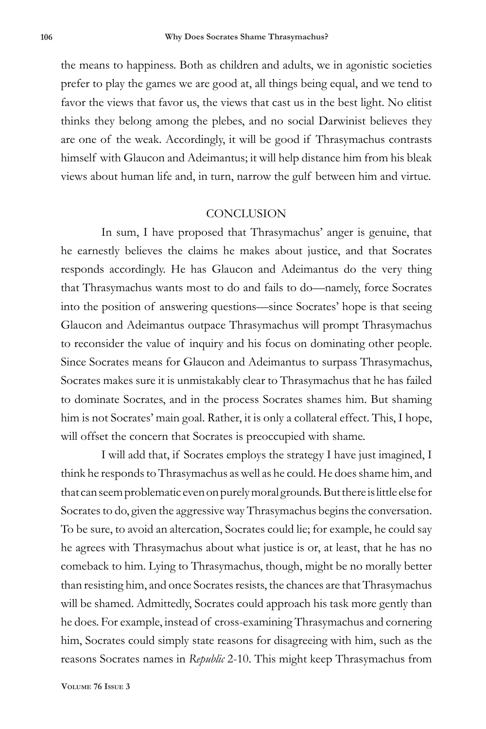the means to happiness. Both as children and adults, we in agonistic societies prefer to play the games we are good at, all things being equal, and we tend to favor the views that favor us, the views that cast us in the best light. No elitist thinks they belong among the plebes, and no social Darwinist believes they are one of the weak. Accordingly, it will be good if Thrasymachus contrasts himself with Glaucon and Adeimantus; it will help distance him from his bleak views about human life and, in turn, narrow the gulf between him and virtue.

## CONCLUSION

In sum, I have proposed that Thrasymachus' anger is genuine, that he earnestly believes the claims he makes about justice, and that Socrates responds accordingly. He has Glaucon and Adeimantus do the very thing that Thrasymachus wants most to do and fails to do—namely, force Socrates into the position of answering questions—since Socrates' hope is that seeing Glaucon and Adeimantus outpace Thrasymachus will prompt Thrasymachus to reconsider the value of inquiry and his focus on dominating other people. Since Socrates means for Glaucon and Adeimantus to surpass Thrasymachus, Socrates makes sure it is unmistakably clear to Thrasymachus that he has failed to dominate Socrates, and in the process Socrates shames him. But shaming him is not Socrates' main goal. Rather, it is only a collateral effect. This, I hope, will offset the concern that Socrates is preoccupied with shame.

I will add that, if Socrates employs the strategy I have just imagined, I think he responds to Thrasymachus as well as he could. He does shame him, and that can seem problematic even on purely moral grounds. But there is little else for Socrates to do, given the aggressive way Thrasymachus begins the conversation. To be sure, to avoid an altercation, Socrates could lie; for example, he could say he agrees with Thrasymachus about what justice is or, at least, that he has no comeback to him. Lying to Thrasymachus, though, might be no morally better than resisting him, and once Socrates resists, the chances are that Thrasymachus will be shamed. Admittedly, Socrates could approach his task more gently than he does. For example, instead of cross-examining Thrasymachus and cornering him, Socrates could simply state reasons for disagreeing with him, such as the reasons Socrates names in *Republic* 2-10. This might keep Thrasymachus from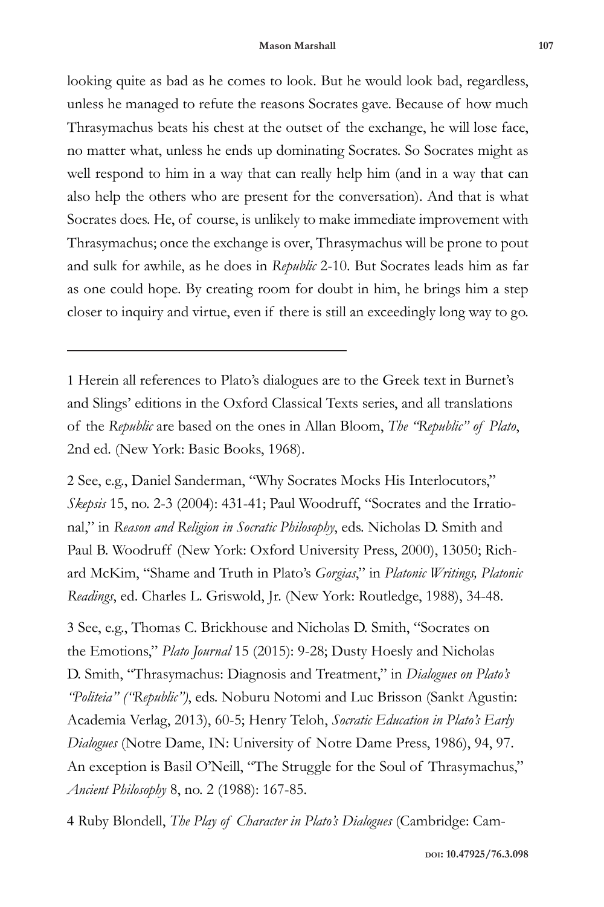looking quite as bad as he comes to look. But he would look bad, regardless, unless he managed to refute the reasons Socrates gave. Because of how much Thrasymachus beats his chest at the outset of the exchange, he will lose face, no matter what, unless he ends up dominating Socrates. So Socrates might as well respond to him in a way that can really help him (and in a way that can also help the others who are present for the conversation). And that is what Socrates does. He, of course, is unlikely to make immediate improvement with Thrasymachus; once the exchange is over, Thrasymachus will be prone to pout and sulk for awhile, as he does in *Republic* 2-10. But Socrates leads him as far as one could hope. By creating room for doubt in him, he brings him a step closer to inquiry and virtue, even if there is still an exceedingly long way to go.

---

1 Herein all references to Plato's dialogues are to the Greek text in Burnet's and Slings' editions in the Oxford Classical Texts series, and all translations of the *Republic* are based on the ones in Allan Bloom, *The "Republic" of Plato*, 2nd ed. (New York: Basic Books, 1968).

2 See, e.g., Daniel Sanderman, "Why Socrates Mocks His Interlocutors," *Skepsis* 15, no. 2-3 (2004): 431-41; Paul Woodruff, "Socrates and the Irrational," in *Reason and Religion in Socratic Philosophy*, eds. Nicholas D. Smith and Paul B. Woodruff (New York: Oxford University Press, 2000), 13050; Richard McKim, "Shame and Truth in Plato's *Gorgias*," in *Platonic Writings, Platonic Readings*, ed. Charles L. Griswold, Jr. (New York: Routledge, 1988), 34-48.

3 See, e.g., Thomas C. Brickhouse and Nicholas D. Smith, "Socrates on the Emotions," *Plato Journal* 15 (2015): 9-28; Dusty Hoesly and Nicholas D. Smith, "Thrasymachus: Diagnosis and Treatment," in *Dialogues on Plato's "Politeia" ("Republic")*, eds. Noburu Notomi and Luc Brisson (Sankt Agustin: Academia Verlag, 2013), 60-5; Henry Teloh, *Socratic Education in Plato's Early Dialogues* (Notre Dame, IN: University of Notre Dame Press, 1986), 94, 97. An exception is Basil O'Neill, "The Struggle for the Soul of Thrasymachus," *Ancient Philosophy* 8, no. 2 (1988): 167-85.

4 Ruby Blondell, *The Play of Character in Plato's Dialogues* (Cambridge: Cam-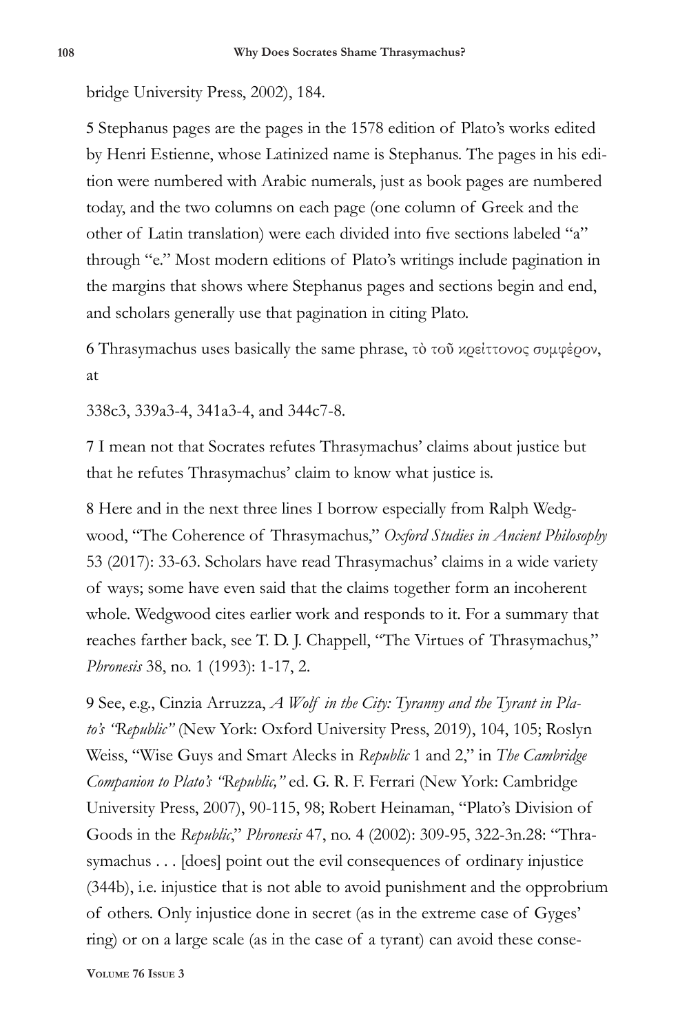bridge University Press, 2002), 184.

5 Stephanus pages are the pages in the 1578 edition of Plato's works edited by Henri Estienne, whose Latinized name is Stephanus. The pages in his edition were numbered with Arabic numerals, just as book pages are numbered today, and the two columns on each page (one column of Greek and the other of Latin translation) were each divided into five sections labeled "a" through "e." Most modern editions of Plato's writings include pagination in the margins that shows where Stephanus pages and sections begin and end, and scholars generally use that pagination in citing Plato.

6 Thrasymachus uses basically the same phrase, τὸ τοῦ κρείττονος συμφέρον, at

338c3, 339a3-4, 341a3-4, and 344c7-8.

7 I mean not that Socrates refutes Thrasymachus' claims about justice but that he refutes Thrasymachus' claim to know what justice is.

8 Here and in the next three lines I borrow especially from Ralph Wedgwood, "The Coherence of Thrasymachus," *Oxford Studies in Ancient Philosophy* 53 (2017): 33-63. Scholars have read Thrasymachus' claims in a wide variety of ways; some have even said that the claims together form an incoherent whole. Wedgwood cites earlier work and responds to it. For a summary that reaches farther back, see T. D. J. Chappell, "The Virtues of Thrasymachus," *Phronesis* 38, no. 1 (1993): 1-17, 2.

9 See, e.g., Cinzia Arruzza, *A Wolf in the City: Tyranny and the Tyrant in Plato's "Republic"* (New York: Oxford University Press, 2019), 104, 105; Roslyn Weiss, "Wise Guys and Smart Alecks in *Republic* 1 and 2," in *The Cambridge Companion to Plato's "Republic,"* ed. G. R. F. Ferrari (New York: Cambridge University Press, 2007), 90-115, 98; Robert Heinaman, "Plato's Division of Goods in the *Republic*," *Phronesis* 47, no. 4 (2002): 309-95, 322-3n.28: "Thrasymachus . . . [does] point out the evil consequences of ordinary injustice (344b), i.e. injustice that is not able to avoid punishment and the opprobrium of others. Only injustice done in secret (as in the extreme case of Gyges' ring) or on a large scale (as in the case of a tyrant) can avoid these conse-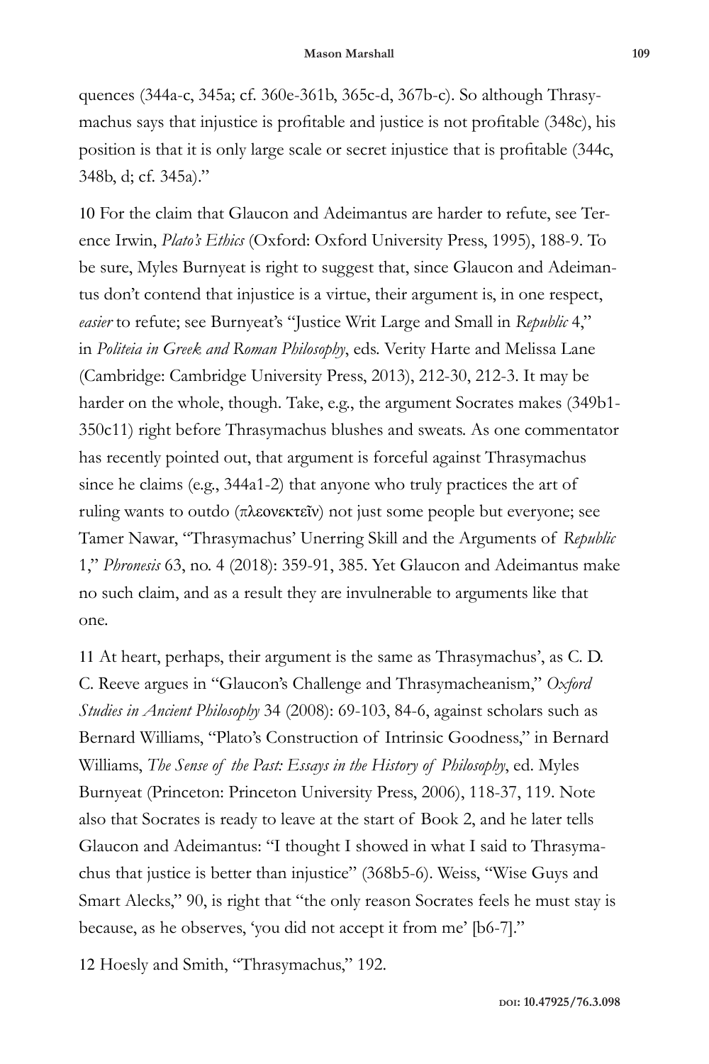quences (344a-c, 345a; cf. 360e-361b, 365c-d, 367b-c). So although Thrasymachus says that injustice is profitable and justice is not profitable (348c), his position is that it is only large scale or secret injustice that is profitable (344c, 348b, d; cf. 345a)."

10 For the claim that Glaucon and Adeimantus are harder to refute, see Terence Irwin, *Plato's Ethics* (Oxford: Oxford University Press, 1995), 188-9. To be sure, Myles Burnyeat is right to suggest that, since Glaucon and Adeimantus don't contend that injustice is a virtue, their argument is, in one respect, *easier* to refute; see Burnyeat's "Justice Writ Large and Small in *Republic* 4," in *Politeia in Greek and Roman Philosophy*, eds. Verity Harte and Melissa Lane (Cambridge: Cambridge University Press, 2013), 212-30, 212-3. It may be harder on the whole, though. Take, e.g., the argument Socrates makes (349b1-350c11) right before Thrasymachus blushes and sweats. As one commentator has recently pointed out, that argument is forceful against Thrasymachus since he claims (e.g., 344a1-2) that anyone who truly practices the art of ruling wants to outdo (πλεονεκτεῖν) not just some people but everyone; see Tamer Nawar, "Thrasymachus' Unerring Skill and the Arguments of *Republic* 1," *Phronesis* 63, no. 4 (2018): 359-91, 385. Yet Glaucon and Adeimantus make no such claim, and as a result they are invulnerable to arguments like that one.

11 At heart, perhaps, their argument is the same as Thrasymachus', as C. D. C. Reeve argues in "Glaucon's Challenge and Thrasymacheanism," *Oxford Studies in Ancient Philosophy* 34 (2008): 69-103, 84-6, against scholars such as Bernard Williams, "Plato's Construction of Intrinsic Goodness," in Bernard Williams, *The Sense of the Past: Essays in the History of Philosophy*, ed. Myles Burnyeat (Princeton: Princeton University Press, 2006), 118-37, 119. Note also that Socrates is ready to leave at the start of Book 2, and he later tells Glaucon and Adeimantus: "I thought I showed in what I said to Thrasymachus that justice is better than injustice" (368b5-6). Weiss, "Wise Guys and Smart Alecks," 90, is right that "the only reason Socrates feels he must stay is because, as he observes, 'you did not accept it from me' [b6-7]."

12 Hoesly and Smith, "Thrasymachus," 192.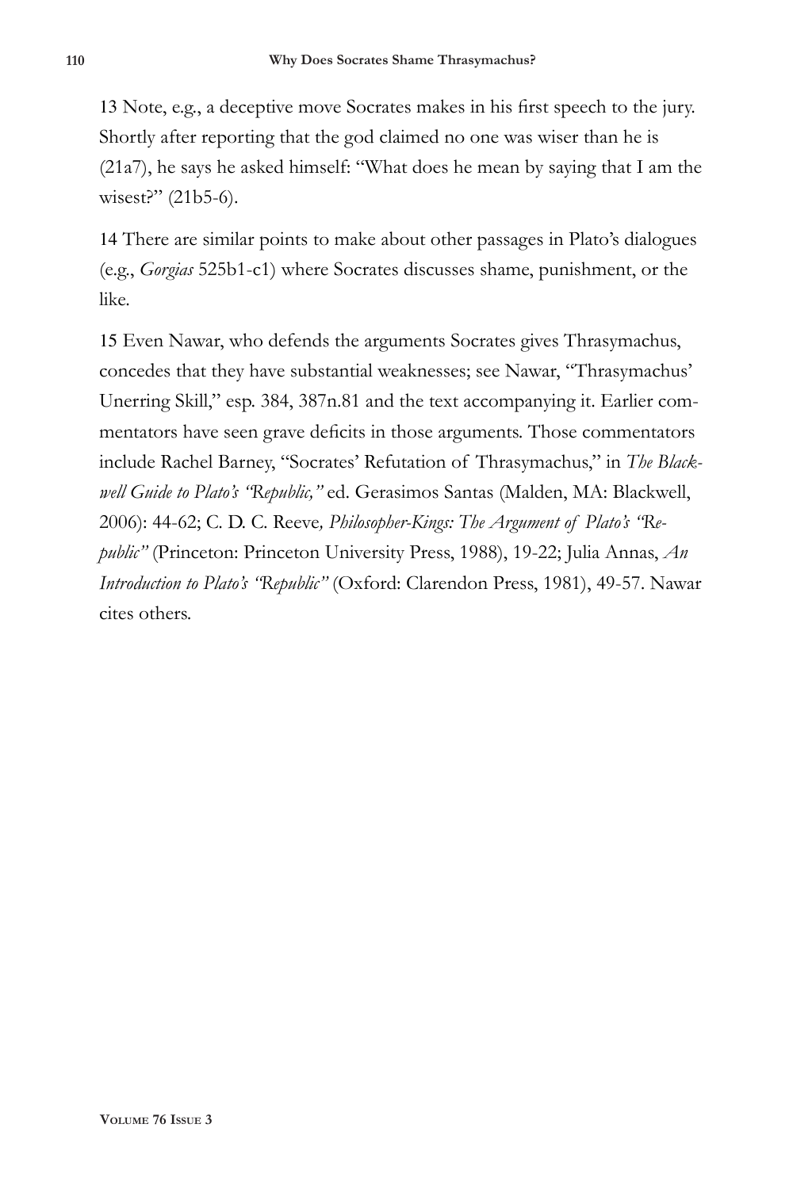13 Note, e.g., a deceptive move Socrates makes in his first speech to the jury. Shortly after reporting that the god claimed no one was wiser than he is (21a7), he says he asked himself: "What does he mean by saying that I am the wisest?" (21b5-6).

14 There are similar points to make about other passages in Plato's dialogues (e.g., *Gorgias* 525b1-c1) where Socrates discusses shame, punishment, or the like.

15 Even Nawar, who defends the arguments Socrates gives Thrasymachus, concedes that they have substantial weaknesses; see Nawar, "Thrasymachus' Unerring Skill," esp. 384, 387n.81 and the text accompanying it. Earlier commentators have seen grave deficits in those arguments. Those commentators include Rachel Barney, "Socrates' Refutation of Thrasymachus," in *The Blackwell Guide to Plato's "Republic,"* ed. Gerasimos Santas (Malden, MA: Blackwell, 2006): 44-62; C. D. C. Reeve, *Philosopher-Kings: The Argument of Plato's "Republic"* (Princeton: Princeton University Press, 1988), 19-22; Julia Annas, *An Introduction to Plato's "Republic"* (Oxford: Clarendon Press, 1981), 49-57. Nawar cites others.